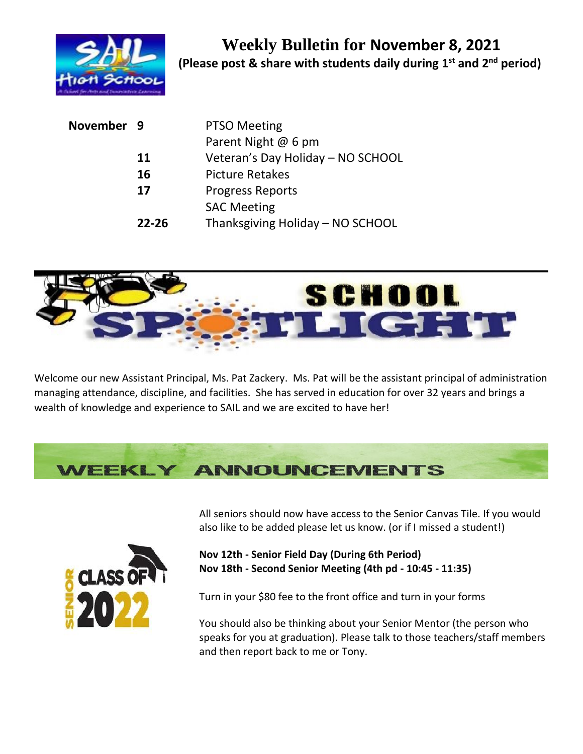# Weekly Bulletin for November 8, 2021

**(Please post & share with students daily during 1st and 2nd period)**

| | | |
|---|---|---|
| **November** | **9** | PTSO Meeting |
| | | Parent Night @ 6 pm |
| | **11** | Veteran's Day Holiday – NO SCHOOL |
| | **16** | Picture Retakes |
| | **17** | Progress Reports |
| | | SAC Meeting |
| | **22-26** | Thanksgiving Holiday – NO SCHOOL |

## SCHOOL SPOTLIGHT

Welcome our new Assistant Principal, Ms. Pat Zackery. Ms. Pat will be the assistant principal of administration managing attendance, discipline, and facilities. She has served in education for over 32 years and brings a wealth of knowledge and experience to SAIL and we are excited to have her!

## WEEKLY ANNOUNCEMENTS

SENIOR CLASS OF 2022

All seniors should now have access to the Senior Canvas Tile. If you would also like to be added please let us know. (or if I missed a student!)

**Nov 12th - Senior Field Day (During 6th Period)**
**Nov 18th - Second Senior Meeting (4th pd - 10:45 - 11:35)**

Turn in your $80 fee to the front office and turn in your forms

You should also be thinking about your Senior Mentor (the person who speaks for you at graduation). Please talk to those teachers/staff members and then report back to me or Tony.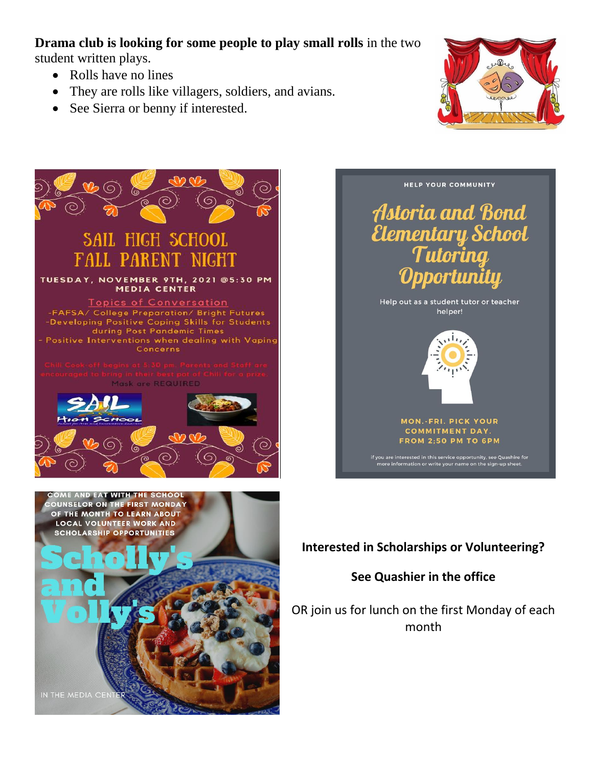**Drama club is looking for some people to play small rolls** in the two student written plays.

- Rolls have no lines
- They are rolls like villagers, soldiers, and avians.
- See Sierra or benny if interested.

SAIL HIGH SCHOOL
FALL PARENT NIGHT

TUESDAY, NOVEMBER 9TH, 2021 @5:30 PM
MEDIA CENTER

Topics of Conversation

-FAFSA/ College Preparation/ Bright Futures
-Developing Positive Coping Skills for Students during Post Pandemic Times
- Positive Interventions when dealing with Vaping Concerns

Chili Cook-off begins at 5:30 pm. Parents and Staff are encouraged to bring in their best pot of Chili for a prize.
Mask are REQUIRED

HELP YOUR COMMUNITY

Astoria and Bond Elementary School Tutoring Opportunity

Help out as a student tutor or teacher helper!

MON.-FRI. PICK YOUR COMMITMENT DAY.
FROM 2:50 PM TO 6PM

if you are interested in this service opportunity, see Quashire for more information or write your name on the sign-up sheet.

COME AND EAT WITH THE SCHOOL COUNSELOR ON THE FIRST MONDAY OF THE MONTH TO LEARN ABOUT LOCAL VOLUNTEER WORK AND SCHOLARSHIP OPPORTUNITIES

Scholly's and Volly's

IN THE MEDIA CENTER

**Interested in Scholarships or Volunteering?**

**See Quashier in the office**

OR join us for lunch on the first Monday of each month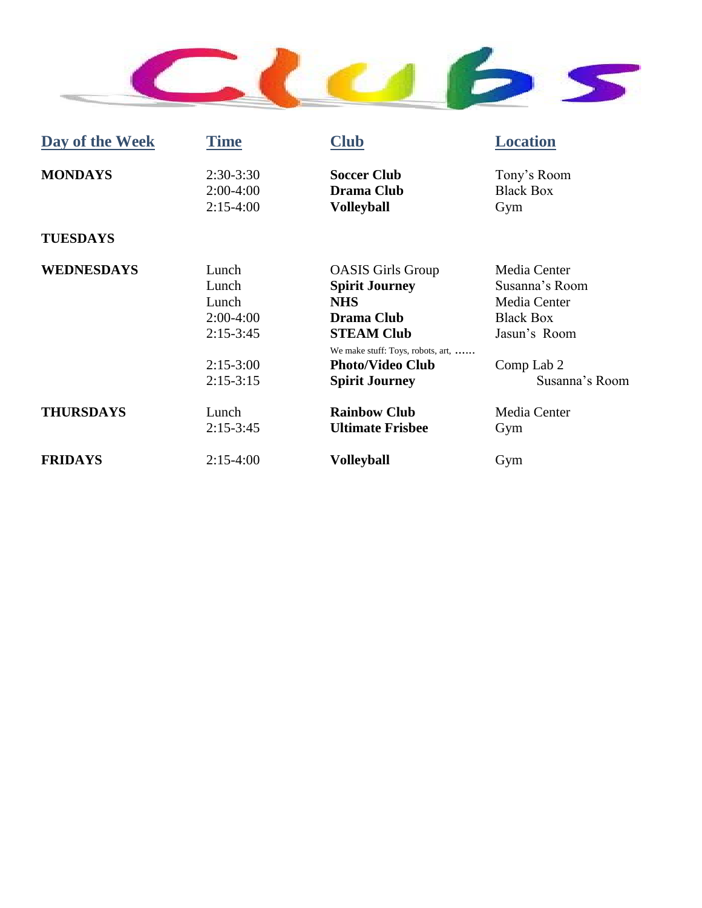# Clubs

| Day of the Week | Time | Club | Location |
|---|---|---|---|
| **MONDAYS** | 2:30-3:30 | **Soccer Club** | Tony's Room |
| | 2:00-4:00 | **Drama Club** | Black Box |
| | 2:15-4:00 | **Volleyball** | Gym |
| **TUESDAYS** | | | |
| **WEDNESDAYS** | Lunch | OASIS Girls Group | Media Center |
| | Lunch | **Spirit Journey** | Susanna's Room |
| | Lunch | **NHS** | Media Center |
| | 2:00-4:00 | **Drama Club** | Black Box |
| | 2:15-3:45 | **STEAM Club** We make stuff: Toys, robots, art, …… | Jasun's Room |
| | 2:15-3:00 | **Photo/Video Club** | Comp Lab 2 |
| | 2:15-3:15 | **Spirit Journey** | Susanna's Room |
| **THURSDAYS** | Lunch | **Rainbow Club** | Media Center |
| | 2:15-3:45 | **Ultimate Frisbee** | Gym |
| **FRIDAYS** | 2:15-4:00 | **Volleyball** | Gym |